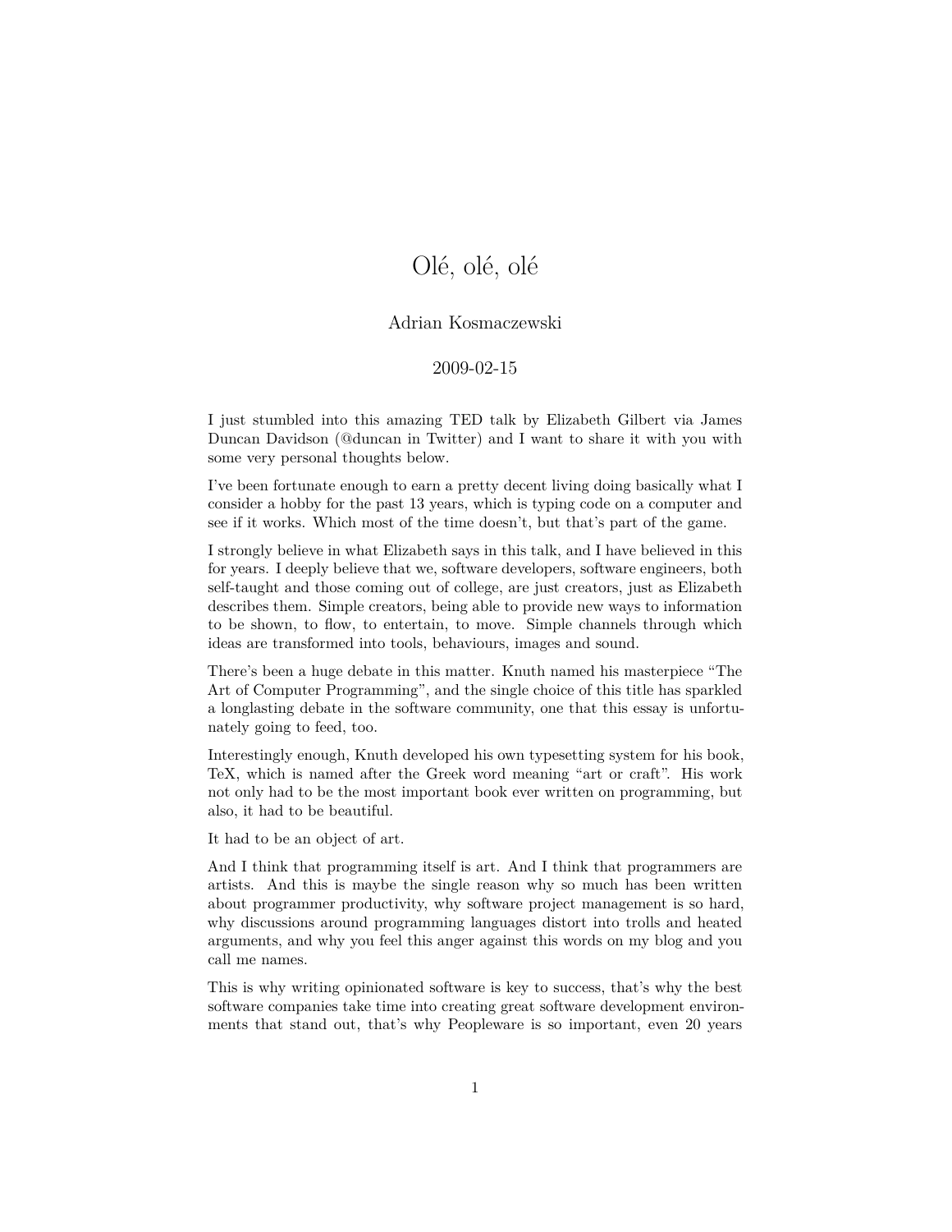# Olé, olé, olé

Adrian Kosmaczewski

2009-02-15

I just stumbled into this amazing TED talk by Elizabeth Gilbert via James Duncan Davidson (@duncan in Twitter) and I want to share it with you with some very personal thoughts below.

I've been fortunate enough to earn a pretty decent living doing basically what I consider a hobby for the past 13 years, which is typing code on a computer and see if it works. Which most of the time doesn't, but that's part of the game.

I strongly believe in what Elizabeth says in this talk, and I have believed in this for years. I deeply believe that we, software developers, software engineers, both self-taught and those coming out of college, are just creators, just as Elizabeth describes them. Simple creators, being able to provide new ways to information to be shown, to flow, to entertain, to move. Simple channels through which ideas are transformed into tools, behaviours, images and sound.

There's been a huge debate in this matter. Knuth named his masterpiece "The Art of Computer Programming", and the single choice of this title has sparkled a longlasting debate in the software community, one that this essay is unfortunately going to feed, too.

Interestingly enough, Knuth developed his own typesetting system for his book, TeX, which is named after the Greek word meaning "art or craft". His work not only had to be the most important book ever written on programming, but also, it had to be beautiful.

It had to be an object of art.

And I think that programming itself is art. And I think that programmers are artists. And this is maybe the single reason why so much has been written about programmer productivity, why software project management is so hard, why discussions around programming languages distort into trolls and heated arguments, and why you feel this anger against this words on my blog and you call me names.

This is why writing opinionated software is key to success, that's why the best software companies take time into creating great software development environments that stand out, that's why Peopleware is so important, even 20 years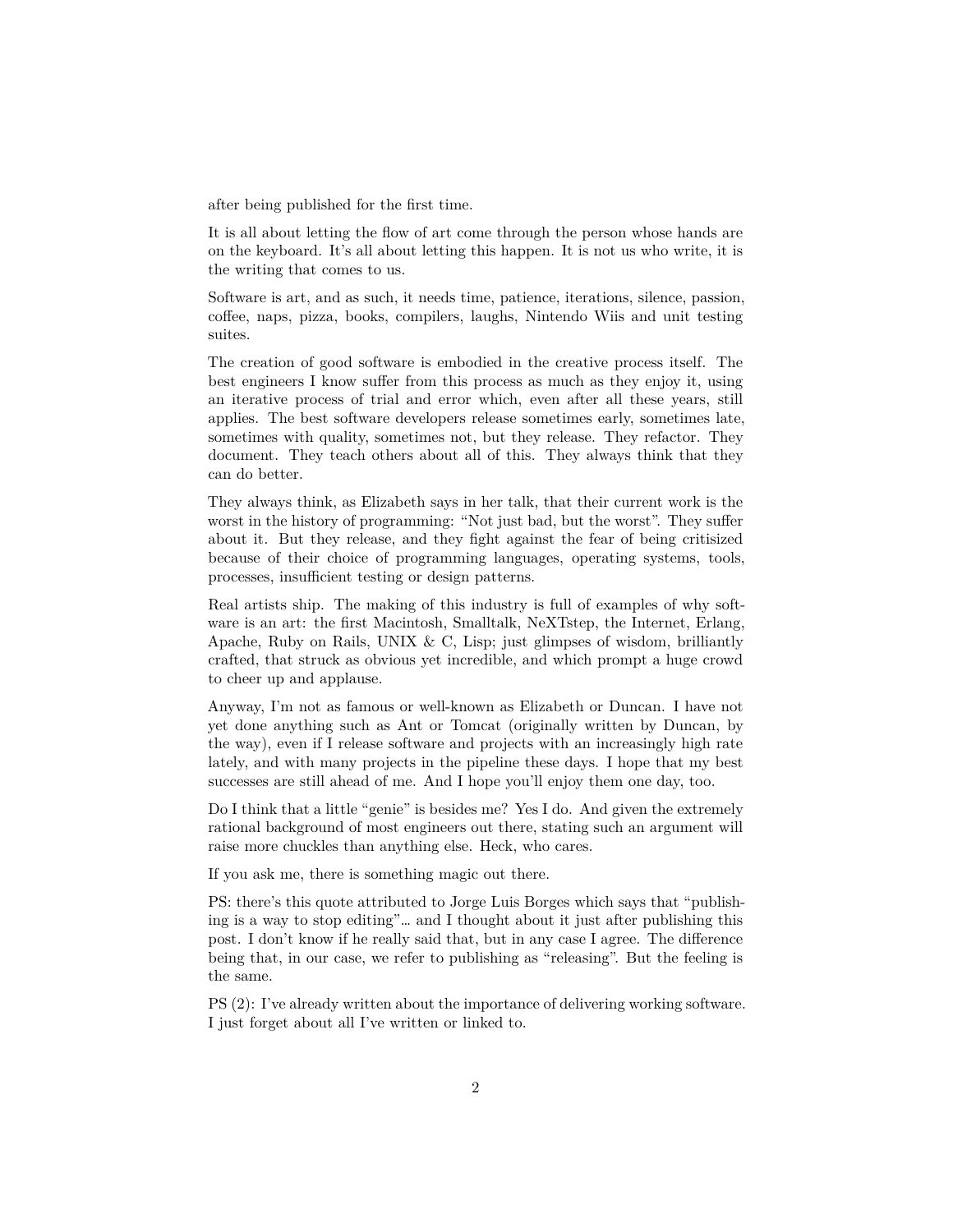after being published for the first time.

It is all about letting the flow of art come through the person whose hands are on the keyboard. It's all about letting this happen. It is not us who write, it is the writing that comes to us.

Software is art, and as such, it needs time, patience, iterations, silence, passion, coffee, naps, pizza, books, compilers, laughs, Nintendo Wiis and unit testing suites.

The creation of good software is embodied in the creative process itself. The best engineers I know suffer from this process as much as they enjoy it, using an iterative process of trial and error which, even after all these years, still applies. The best software developers release sometimes early, sometimes late, sometimes with quality, sometimes not, but they release. They refactor. They document. They teach others about all of this. They always think that they can do better.

They always think, as Elizabeth says in her talk, that their current work is the worst in the history of programming: "Not just bad, but the worst". They suffer about it. But they release, and they fight against the fear of being critisized because of their choice of programming languages, operating systems, tools, processes, insufficient testing or design patterns.

Real artists ship. The making of this industry is full of examples of why software is an art: the first Macintosh, Smalltalk, NeXTstep, the Internet, Erlang, Apache, Ruby on Rails, UNIX & C, Lisp; just glimpses of wisdom, brilliantly crafted, that struck as obvious yet incredible, and which prompt a huge crowd to cheer up and applause.

Anyway, I'm not as famous or well-known as Elizabeth or Duncan. I have not yet done anything such as Ant or Tomcat (originally written by Duncan, by the way), even if I release software and projects with an increasingly high rate lately, and with many projects in the pipeline these days. I hope that my best successes are still ahead of me. And I hope you'll enjoy them one day, too.

Do I think that a little "genie" is besides me? Yes I do. And given the extremely rational background of most engineers out there, stating such an argument will raise more chuckles than anything else. Heck, who cares.

If you ask me, there is something magic out there.

PS: there's this quote attributed to Jorge Luis Borges which says that "publishing is a way to stop editing"… and I thought about it just after publishing this post. I don't know if he really said that, but in any case I agree. The difference being that, in our case, we refer to publishing as "releasing". But the feeling is the same.

PS (2): I've already written about the importance of delivering working software. I just forget about all I've written or linked to.